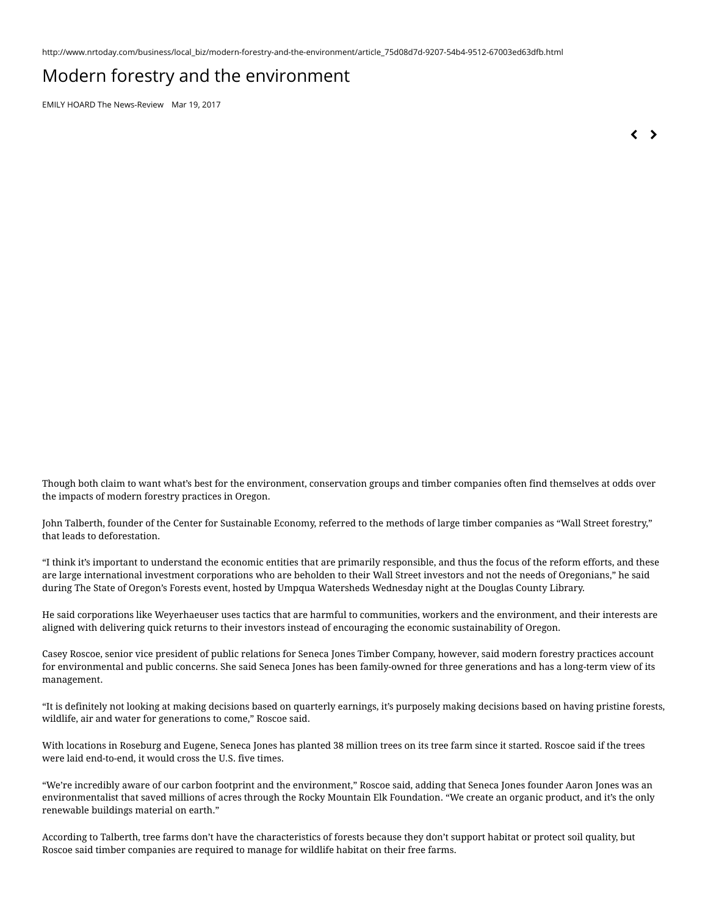http://www.nrtoday.com/business/local_biz/modern-forestry-and-the-environment/article_75d08d7d-9207-54b4-9512-67003ed63dfb.html

# Modern forestry and the environment

EMILY HOARD The News-Review    Mar 19, 2017

Though both claim to want what's best for the environment, conservation groups and timber companies often find themselves at odds over the impacts of modern forestry practices in Oregon.

John Talberth, founder of the Center for Sustainable Economy, referred to the methods of large timber companies as "Wall Street forestry," that leads to deforestation.

"I think it's important to understand the economic entities that are primarily responsible, and thus the focus of the reform efforts, and these are large international investment corporations who are beholden to their Wall Street investors and not the needs of Oregonians," he said during The State of Oregon's Forests event, hosted by Umpqua Watersheds Wednesday night at the Douglas County Library.

He said corporations like Weyerhaeuser uses tactics that are harmful to communities, workers and the environment, and their interests are aligned with delivering quick returns to their investors instead of encouraging the economic sustainability of Oregon.

Casey Roscoe, senior vice president of public relations for Seneca Jones Timber Company, however, said modern forestry practices account for environmental and public concerns. She said Seneca Jones has been family-owned for three generations and has a long-term view of its management.

"It is definitely not looking at making decisions based on quarterly earnings, it's purposely making decisions based on having pristine forests, wildlife, air and water for generations to come," Roscoe said.

With locations in Roseburg and Eugene, Seneca Jones has planted 38 million trees on its tree farm since it started. Roscoe said if the trees were laid end-to-end, it would cross the U.S. five times.

"We're incredibly aware of our carbon footprint and the environment," Roscoe said, adding that Seneca Jones founder Aaron Jones was an environmentalist that saved millions of acres through the Rocky Mountain Elk Foundation. "We create an organic product, and it's the only renewable buildings material on earth."

According to Talberth, tree farms don't have the characteristics of forests because they don't support habitat or protect soil quality, but Roscoe said timber companies are required to manage for wildlife habitat on their free farms.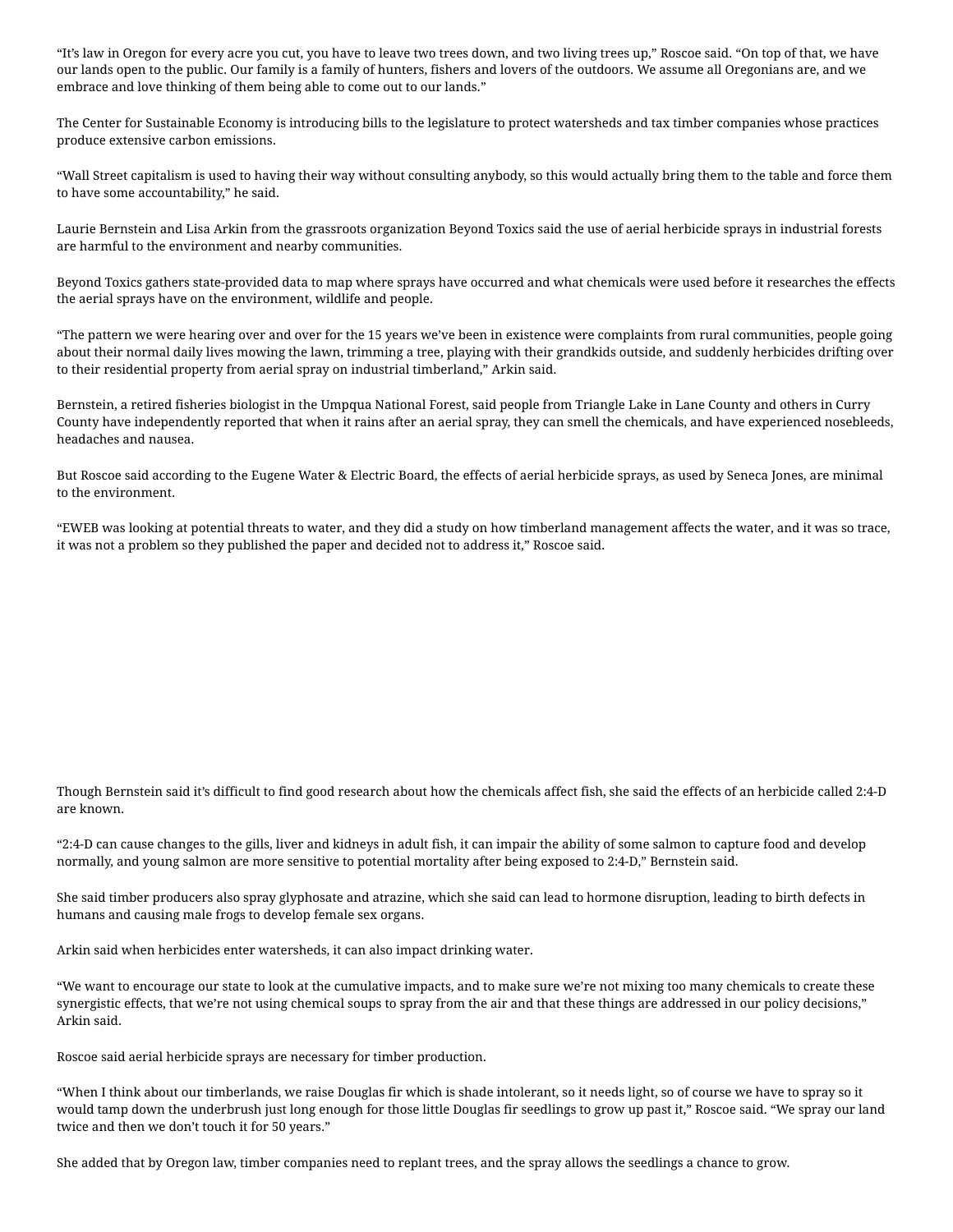"It's law in Oregon for every acre you cut, you have to leave two trees down, and two living trees up," Roscoe said. "On top of that, we have our lands open to the public. Our family is a family of hunters, fishers and lovers of the outdoors. We assume all Oregonians are, and we embrace and love thinking of them being able to come out to our lands."

The Center for Sustainable Economy is introducing bills to the legislature to protect watersheds and tax timber companies whose practices produce extensive carbon emissions.

"Wall Street capitalism is used to having their way without consulting anybody, so this would actually bring them to the table and force them to have some accountability," he said.

Laurie Bernstein and Lisa Arkin from the grassroots organization Beyond Toxics said the use of aerial herbicide sprays in industrial forests are harmful to the environment and nearby communities.

Beyond Toxics gathers state-provided data to map where sprays have occurred and what chemicals were used before it researches the effects the aerial sprays have on the environment, wildlife and people.

"The pattern we were hearing over and over for the 15 years we've been in existence were complaints from rural communities, people going about their normal daily lives mowing the lawn, trimming a tree, playing with their grandkids outside, and suddenly herbicides drifting over to their residential property from aerial spray on industrial timberland," Arkin said.

Bernstein, a retired fisheries biologist in the Umpqua National Forest, said people from Triangle Lake in Lane County and others in Curry County have independently reported that when it rains after an aerial spray, they can smell the chemicals, and have experienced nosebleeds, headaches and nausea.

But Roscoe said according to the Eugene Water & Electric Board, the effects of aerial herbicide sprays, as used by Seneca Jones, are minimal to the environment.

"EWEB was looking at potential threats to water, and they did a study on how timberland management affects the water, and it was so trace, it was not a problem so they published the paper and decided not to address it," Roscoe said.

Though Bernstein said it's difficult to find good research about how the chemicals affect fish, she said the effects of an herbicide called 2:4-D are known.

"2:4-D can cause changes to the gills, liver and kidneys in adult fish, it can impair the ability of some salmon to capture food and develop normally, and young salmon are more sensitive to potential mortality after being exposed to 2:4-D," Bernstein said.

She said timber producers also spray glyphosate and atrazine, which she said can lead to hormone disruption, leading to birth defects in humans and causing male frogs to develop female sex organs.

Arkin said when herbicides enter watersheds, it can also impact drinking water.

"We want to encourage our state to look at the cumulative impacts, and to make sure we're not mixing too many chemicals to create these synergistic effects, that we're not using chemical soups to spray from the air and that these things are addressed in our policy decisions," Arkin said.

Roscoe said aerial herbicide sprays are necessary for timber production.

"When I think about our timberlands, we raise Douglas fir which is shade intolerant, so it needs light, so of course we have to spray so it would tamp down the underbrush just long enough for those little Douglas fir seedlings to grow up past it," Roscoe said. "We spray our land twice and then we don't touch it for 50 years."

She added that by Oregon law, timber companies need to replant trees, and the spray allows the seedlings a chance to grow.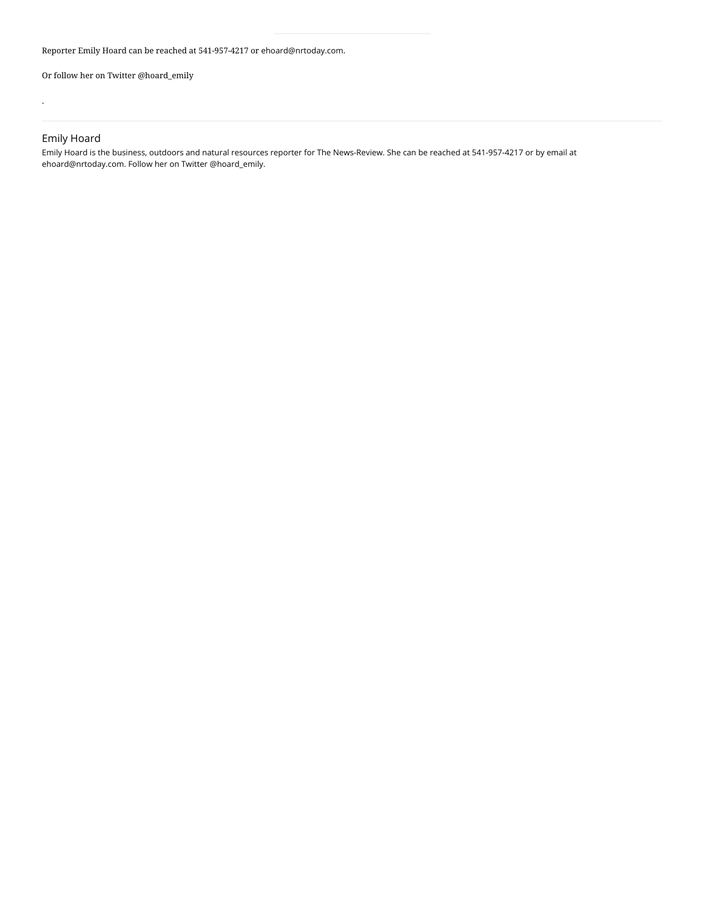Reporter Emily Hoard can be reached at 541-957-4217 or ehoard@nrtoday.com.

Or follow her on Twitter @hoard_emily

.

---

### Emily Hoard

Emily Hoard is the business, outdoors and natural resources reporter for The News-Review. She can be reached at 541-957-4217 or by email at ehoard@nrtoday.com. Follow her on Twitter @hoard_emily.